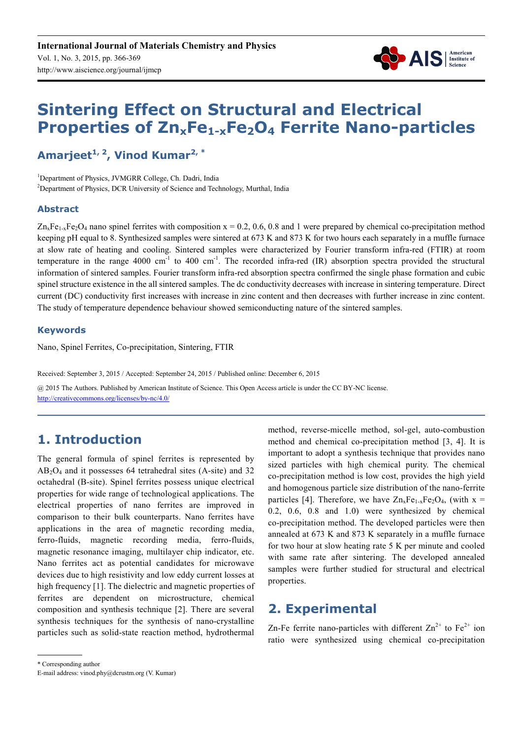# Sintering Effect on Structural and Electrical Properties of $Zn_xFe_{1-x}Fe_2O_4$ Ferrite Nano-particles

**Amarjeet[1, 2], Vinod Kumar[2, *]**

[1]Department of Physics, JVMGRR College, Ch. Dadri, India

[2]Department of Physics, DCR University of Science and Technology, Murthal, India

## Abstract

$Zn_xFe_{1-x}Fe_2O_4$ nano spinel ferrites with composition x = 0.2, 0.6, 0.8 and 1 were prepared by chemical co-precipitation method keeping pH equal to 8. Synthesized samples were sintered at 673 K and 873 K for two hours each separately in a muffle furnace at slow rate of heating and cooling. Sintered samples were characterized by Fourier transform infra-red (FTIR) at room temperature in the range 4000 $cm^{-1}$ to 400 $cm^{-1}$. The recorded infra-red (IR) absorption spectra provided the structural information of sintered samples. Fourier transform infra-red absorption spectra confirmed the single phase formation and cubic spinel structure existence in the all sintered samples. The dc conductivity decreases with increase in sintering temperature. Direct current (DC) conductivity first increases with increase in zinc content and then decreases with further increase in zinc content. The study of temperature dependence behaviour showed semiconducting nature of the sintered samples.

## Keywords

Nano, Spinel Ferrites, Co-precipitation, Sintering, FTIR

Received: September 3, 2015 / Accepted: September 24, 2015 / Published online: December 6, 2015

@ 2015 The Authors. Published by American Institute of Science. This Open Access article is under the CC BY-NC license. http://creativecommons.org/licenses/by-nc/4.0/

## 1. Introduction

The general formula of spinel ferrites is represented by $AB_2O_4$ and it possesses 64 tetrahedral sites (A-site) and 32 octahedral (B-site). Spinel ferrites possess unique electrical properties for wide range of technological applications. The electrical properties of nano ferrites are improved in comparison to their bulk counterparts. Nano ferrites have applications in the area of magnetic recording media, ferro-fluids, magnetic recording media, ferro-fluids, magnetic resonance imaging, multilayer chip indicator, etc. Nano ferrites act as potential candidates for microwave devices due to high resistivity and low eddy current losses at high frequency [1]. The dielectric and magnetic properties of ferrites are dependent on microstructure, chemical composition and synthesis technique [2]. There are several synthesis techniques for the synthesis of nano-crystalline particles such as solid-state reaction method, hydrothermal method, reverse-micelle method, sol-gel, auto-combustion method and chemical co-precipitation method [3, 4]. It is important to adopt a synthesis technique that provides nano sized particles with high chemical purity. The chemical co-precipitation method is low cost, provides the high yield and homogenous particle size distribution of the nano-ferrite particles [4]. Therefore, we have $Zn_xFe_{1-x}Fe_2O_4$, (with x = 0.2, 0.6, 0.8 and 1.0) were synthesized by chemical co-precipitation method. The developed particles were then annealed at 673 K and 873 K separately in a muffle furnace for two hour at slow heating rate 5 K per minute and cooled with same rate after sintering. The developed annealed samples were further studied for structural and electrical properties.

## 2. Experimental

Zn-Fe ferrite nano-particles with different $Zn^{2+}$ to $Fe^{2+}$ ion ratio were synthesized using chemical co-precipitation

\* Corresponding author

E-mail address: vinod.phy@dcrustm.org (V. Kumar)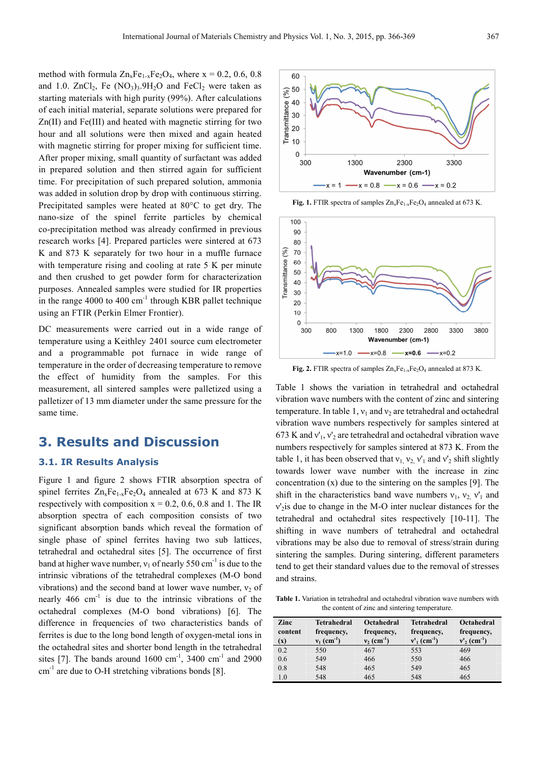method with formula $Zn_xFe_{1-x}Fe_2O_4$, where x = 0.2, 0.6, 0.8 and 1.0. $ZnCl_2$, $Fe(NO_3)_3.9H_2O$ and $FeCl_2$ were taken as starting materials with high purity (99%). After calculations of each initial material, separate solutions were prepared for Zn(II) and Fe(III) and heated with magnetic stirring for two hour and all solutions were then mixed and again heated with magnetic stirring for proper mixing for sufficient time. After proper mixing, small quantity of surfactant was added in prepared solution and then stirred again for sufficient time. For precipitation of such prepared solution, ammonia was added in solution drop by drop with continuous stirring. Precipitated samples were heated at 80°C to get dry. The nano-size of the spinel ferrite particles by chemical co-precipitation method was already confirmed in previous research works [4]. Prepared particles were sintered at 673 K and 873 K separately for two hour in a muffle furnace with temperature rising and cooling at rate 5 K per minute and then crushed to get powder form for characterization purposes. Annealed samples were studied for IR properties in the range 4000 to 400 $cm^{-1}$ through KBR pallet technique using an FTIR (Perkin Elmer Frontier).

DC measurements were carried out in a wide range of temperature using a Keithley 2401 source cum electrometer and a programmable pot furnace in wide range of temperature in the order of decreasing temperature to remove the effect of humidity from the samples. For this measurement, all sintered samples were palletized using a palletizer of 13 mm diameter under the same pressure for the same time.

## 3. Results and Discussion

### 3.1. IR Results Analysis

Figure 1 and figure 2 shows FTIR absorption spectra of spinel ferrites $Zn_xFe_{1-x}Fe_2O_4$ annealed at 673 K and 873 K respectively with composition x = 0.2, 0.6, 0.8 and 1. The IR absorption spectra of each composition consists of two significant absorption bands which reveal the formation of single phase of spinel ferrites having two sub lattices, tetrahedral and octahedral sites [5]. The occurrence of first band at higher wave number, $\nu_1$ of nearly 550 $cm^{-1}$ is due to the intrinsic vibrations of the tetrahedral complexes (M-O bond vibrations) and the second band at lower wave number, $\nu_2$ of nearly 466 $cm^{-1}$ is due to the intrinsic vibrations of the octahedral complexes (M-O bond vibrations) [6]. The difference in frequencies of two characteristics bands of ferrites is due to the long bond length of oxygen-metal ions in the octahedral sites and shorter bond length in the tetrahedral sites [7]. The bands around 1600 $cm^{-1}$, 3400 $cm^{-1}$ and 2900 $cm^{-1}$ are due to O-H stretching vibrations bonds [8].

**Fig. 1.** FTIR spectra of samples $Zn_xFe_{1-x}Fe_2O_4$ annealed at 673 K.

**Fig. 2.** FTIR spectra of samples $Zn_xFe_{1-x}Fe_2O_4$ annealed at 873 K.

Table 1 shows the variation in tetrahedral and octahedral vibration wave numbers with the content of zinc and sintering temperature. In table 1, $\nu_1$ and $\nu_2$ are tetrahedral and octahedral vibration wave numbers respectively for samples sintered at 673 K and $\nu'_1$, $\nu'_2$ are tetrahedral and octahedral vibration wave numbers respectively for samples sintered at 873 K. From the table 1, it has been observed that $\nu_1$, $\nu_2$, $\nu'_1$ and $\nu'_2$ shift slightly towards lower wave number with the increase in zinc concentration (x) due to the sintering on the samples [9]. The shift in the characteristics band wave numbers $\nu_1$, $\nu_2$, $\nu'_1$ and $\nu'_2$ is due to change in the M-O inter nuclear distances for the tetrahedral and octahedral sites respectively [10-11]. The shifting in wave numbers of tetrahedral and octahedral vibrations may be also due to removal of stress/strain during sintering the samples. During sintering, different parameters tend to get their standard values due to the removal of stresses and strains.

**Table 1.** Variation in tetrahedral and octahedral vibration wave numbers with the content of zinc and sintering temperature.

| Zinc content (x) | Tetrahedral frequency, $\nu_1$ ($cm^{-1}$) | Octahedral frequency, $\nu_2$ ($cm^{-1}$) | Tetrahedral frequency, $\nu'_1$ ($cm^{-1}$) | Octahedral frequency, $\nu'_2$ ($cm^{-1}$) |
|---|---|---|---|---|
| 0.2 | 550 | 467 | 553 | 469 |
| 0.6 | 549 | 466 | 550 | 466 |
| 0.8 | 548 | 465 | 549 | 465 |
| 1.0 | 548 | 465 | 548 | 465 |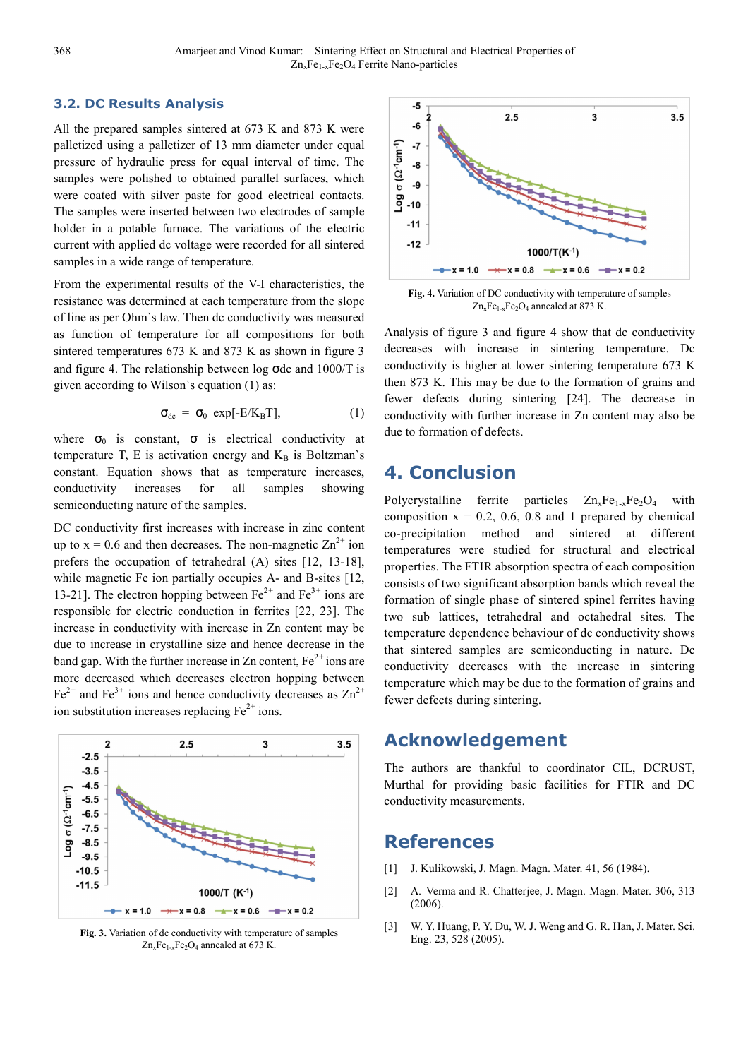### 3.2. DC Results Analysis

All the prepared samples sintered at 673 K and 873 K were palletized using a palletizer of 13 mm diameter under equal pressure of hydraulic press for equal interval of time. The samples were polished to obtained parallel surfaces, which were coated with silver paste for good electrical contacts. The samples were inserted between two electrodes of sample holder in a potable furnace. The variations of the electric current with applied dc voltage were recorded for all sintered samples in a wide range of temperature.

From the experimental results of the V-I characteristics, the resistance was determined at each temperature from the slope of line as per Ohm`s law. Then dc conductivity was measured as function of temperature for all compositions for both sintered temperatures 673 K and 873 K as shown in figure 3 and figure 4. The relationship between log σdc and 1000/T is given according to Wilson`s equation (1) as:

$$\sigma_{dc} = \sigma_0 \exp[-E/K_B T], \quad (1)$$

where $\sigma_0$ is constant, σ is electrical conductivity at temperature T, E is activation energy and $K_B$ is Boltzman`s constant. Equation shows that as temperature increases, conductivity increases for all samples showing semiconducting nature of the samples.

DC conductivity first increases with increase in zinc content up to x = 0.6 and then decreases. The non-magnetic $Zn^{2+}$ ion prefers the occupation of tetrahedral (A) sites [12, 13-18], while magnetic Fe ion partially occupies A- and B-sites [12, 13-21]. The electron hopping between $Fe^{2+}$ and $Fe^{3+}$ ions are responsible for electric conduction in ferrites [22, 23]. The increase in conductivity with increase in Zn content may be due to increase in crystalline size and hence decrease in the band gap. With the further increase in Zn content, $Fe^{2+}$ ions are more decreased which decreases electron hopping between $Fe^{2+}$ and $Fe^{3+}$ ions and hence conductivity decreases as $Zn^{2+}$ ion substitution increases replacing $Fe^{2+}$ ions.

**Fig. 3.** Variation of dc conductivity with temperature of samples $Zn_xFe_{1-x}Fe_2O_4$ annealed at 673 K.

**Fig. 4.** Variation of DC conductivity with temperature of samples $Zn_xFe_{1-x}Fe_2O_4$ annealed at 873 K.

Analysis of figure 3 and figure 4 show that dc conductivity decreases with increase in sintering temperature. Dc conductivity is higher at lower sintering temperature 673 K then 873 K. This may be due to the formation of grains and fewer defects during sintering [24]. The decrease in conductivity with further increase in Zn content may also be due to formation of defects.

# 4. Conclusion

Polycrystalline ferrite particles $Zn_xFe_{1-x}Fe_2O_4$ with composition x = 0.2, 0.6, 0.8 and 1 prepared by chemical co-precipitation method and sintered at different temperatures were studied for structural and electrical properties. The FTIR absorption spectra of each composition consists of two significant absorption bands which reveal the formation of single phase of sintered spinel ferrites having two sub lattices, tetrahedral and octahedral sites. The temperature dependence behaviour of dc conductivity shows that sintered samples are semiconducting in nature. Dc conductivity decreases with the increase in sintering temperature which may be due to the formation of grains and fewer defects during sintering.

# Acknowledgement

The authors are thankful to coordinator CIL, DCRUST, Murthal for providing basic facilities for FTIR and DC conductivity measurements.

# References

[1] J. Kulikowski, J. Magn. Magn. Mater. 41, 56 (1984).

[2] A. Verma and R. Chatterjee, J. Magn. Magn. Mater. 306, 313 (2006).

[3] W. Y. Huang, P. Y. Du, W. J. Weng and G. R. Han, J. Mater. Sci. Eng. 23, 528 (2005).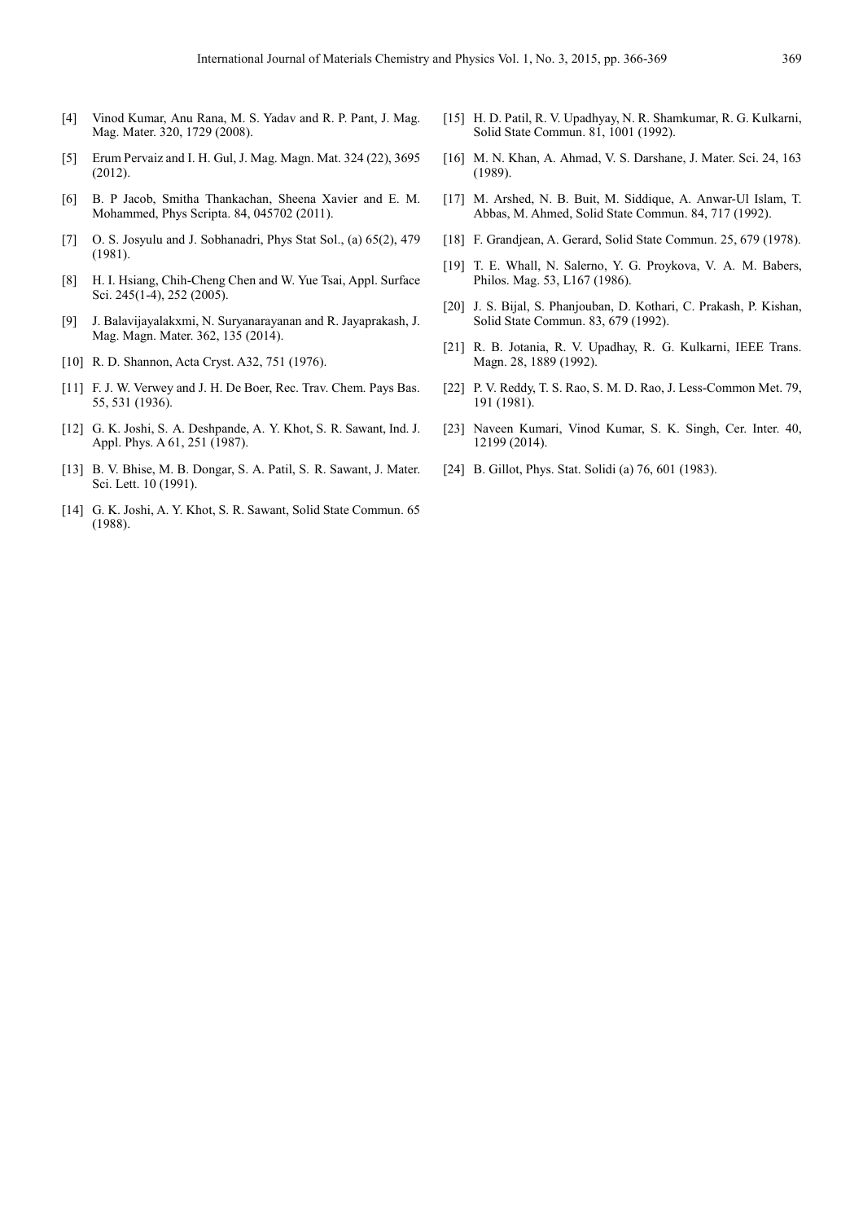[4] Vinod Kumar, Anu Rana, M. S. Yadav and R. P. Pant, J. Mag. Mag. Mater. 320, 1729 (2008).

[5] Erum Pervaiz and I. H. Gul, J. Mag. Magn. Mat. 324 (22), 3695 (2012).

[6] B. P Jacob, Smitha Thankachan, Sheena Xavier and E. M. Mohammed, Phys Scripta. 84, 045702 (2011).

[7] O. S. Josyulu and J. Sobhanadri, Phys Stat Sol., (a) 65(2), 479 (1981).

[8] H. I. Hsiang, Chih-Cheng Chen and W. Yue Tsai, Appl. Surface Sci. 245(1-4), 252 (2005).

[9] J. Balavijayalakxmi, N. Suryanarayanan and R. Jayaprakash, J. Mag. Magn. Mater. 362, 135 (2014).

[10] R. D. Shannon, Acta Cryst. A32, 751 (1976).

[11] F. J. W. Verwey and J. H. De Boer, Rec. Trav. Chem. Pays Bas. 55, 531 (1936).

[12] G. K. Joshi, S. A. Deshpande, A. Y. Khot, S. R. Sawant, Ind. J. Appl. Phys. A 61, 251 (1987).

[13] B. V. Bhise, M. B. Dongar, S. A. Patil, S. R. Sawant, J. Mater. Sci. Lett. 10 (1991).

[14] G. K. Joshi, A. Y. Khot, S. R. Sawant, Solid State Commun. 65 (1988).

[15] H. D. Patil, R. V. Upadhyay, N. R. Shamkumar, R. G. Kulkarni, Solid State Commun. 81, 1001 (1992).

[16] M. N. Khan, A. Ahmad, V. S. Darshane, J. Mater. Sci. 24, 163 (1989).

[17] M. Arshed, N. B. Buit, M. Siddique, A. Anwar-Ul Islam, T. Abbas, M. Ahmed, Solid State Commun. 84, 717 (1992).

[18] F. Grandjean, A. Gerard, Solid State Commun. 25, 679 (1978).

[19] T. E. Whall, N. Salerno, Y. G. Proykova, V. A. M. Babers, Philos. Mag. 53, L167 (1986).

[20] J. S. Bijal, S. Phanjouban, D. Kothari, C. Prakash, P. Kishan, Solid State Commun. 83, 679 (1992).

[21] R. B. Jotania, R. V. Upadhay, R. G. Kulkarni, IEEE Trans. Magn. 28, 1889 (1992).

[22] P. V. Reddy, T. S. Rao, S. M. D. Rao, J. Less-Common Met. 79, 191 (1981).

[23] Naveen Kumari, Vinod Kumar, S. K. Singh, Cer. Inter. 40, 12199 (2014).

[24] B. Gillot, Phys. Stat. Solidi (a) 76, 601 (1983).